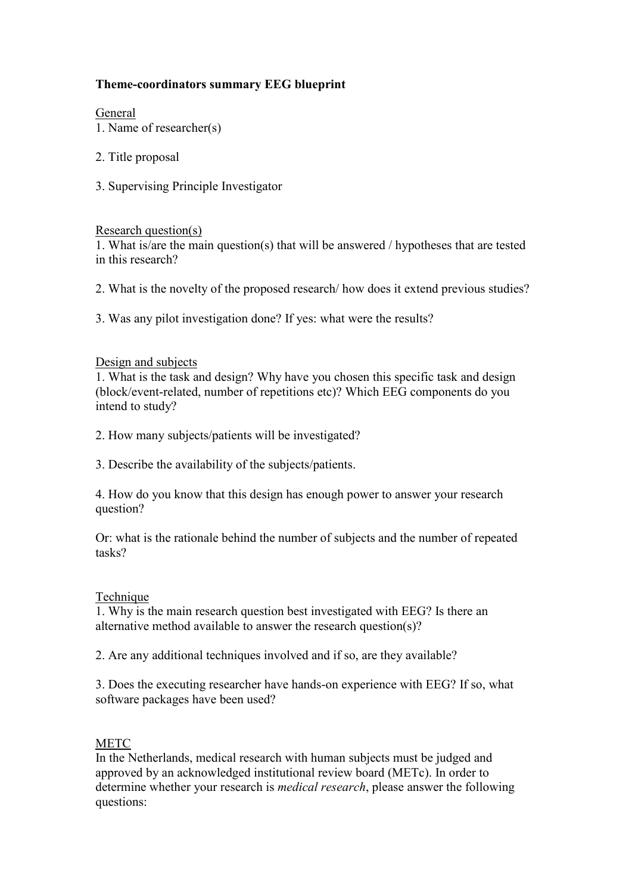**Theme-coordinators summary EEG blueprint**

General

1. Name of researcher(s)

2. Title proposal

3. Supervising Principle Investigator

Research question(s)

1. What is/are the main question(s) that will be answered / hypotheses that are tested in this research?

2. What is the novelty of the proposed research/ how does it extend previous studies?

3. Was any pilot investigation done? If yes: what were the results?

Design and subjects

1. What is the task and design? Why have you chosen this specific task and design (block/event-related, number of repetitions etc)? Which EEG components do you intend to study?

2. How many subjects/patients will be investigated?

3. Describe the availability of the subjects/patients.

4. How do you know that this design has enough power to answer your research question?

Or: what is the rationale behind the number of subjects and the number of repeated tasks?

Technique

1. Why is the main research question best investigated with EEG? Is there an alternative method available to answer the research question(s)?

2. Are any additional techniques involved and if so, are they available?

3. Does the executing researcher have hands-on experience with EEG? If so, what software packages have been used?

METC

In the Netherlands, medical research with human subjects must be judged and approved by an acknowledged institutional review board (METc). In order to determine whether your research is *medical research*, please answer the following questions: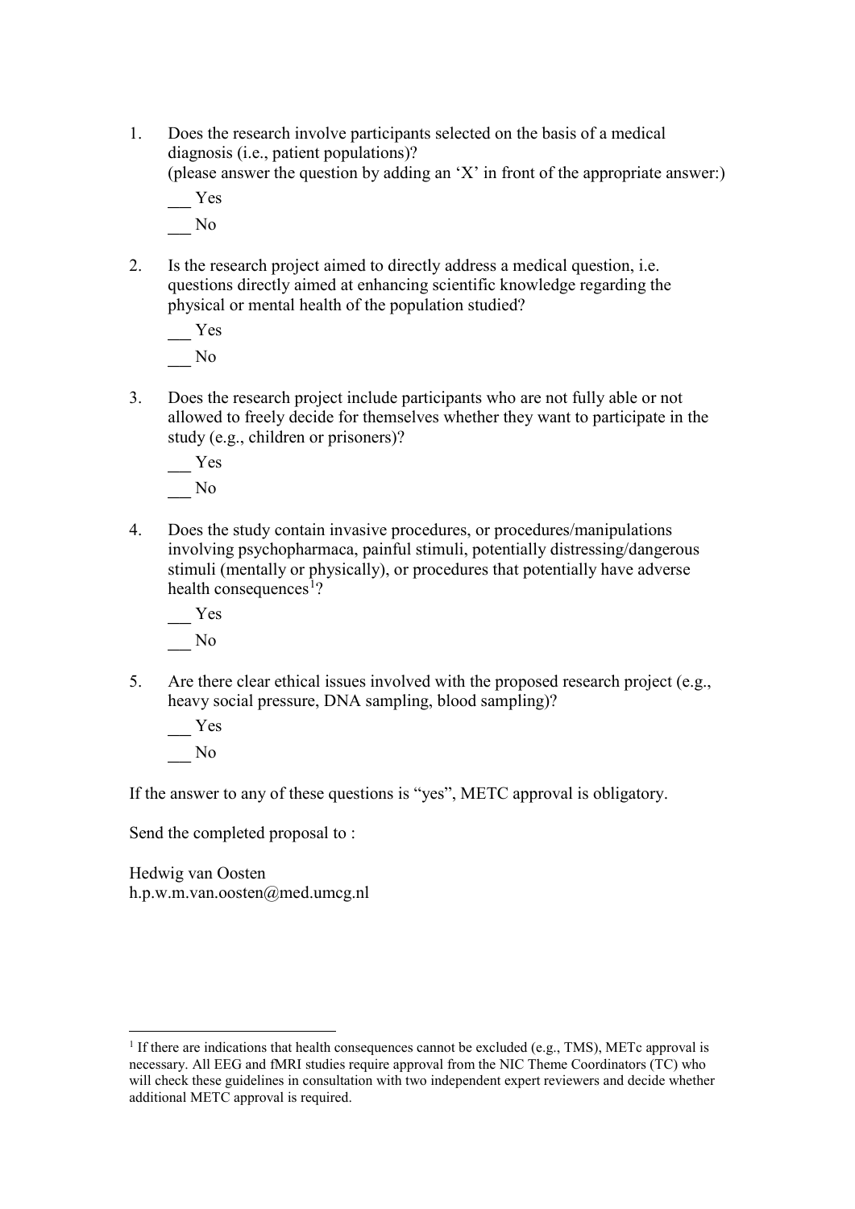1. Does the research involve participants selected on the basis of a medical diagnosis (i.e., patient populations)?
   (please answer the question by adding an 'X' in front of the appropriate answer:)

   ___ Yes

   ___ No

2. Is the research project aimed to directly address a medical question, i.e. questions directly aimed at enhancing scientific knowledge regarding the physical or mental health of the population studied?

   ___ Yes

   ___ No

3. Does the research project include participants who are not fully able or not allowed to freely decide for themselves whether they want to participate in the study (e.g., children or prisoners)?

   ___ Yes

   ___ No

4. Does the study contain invasive procedures, or procedures/manipulations involving psychopharmaca, painful stimuli, potentially distressing/dangerous stimuli (mentally or physically), or procedures that potentially have adverse health consequences[1]?

   ___ Yes

   ___ No

5. Are there clear ethical issues involved with the proposed research project (e.g., heavy social pressure, DNA sampling, blood sampling)?

   ___ Yes

   ___ No

If the answer to any of these questions is "yes", METC approval is obligatory.

Send the completed proposal to :

Hedwig van Oosten
h.p.w.m.van.oosten@med.umcg.nl

---

[1] If there are indications that health consequences cannot be excluded (e.g., TMS), METc approval is necessary. All EEG and fMRI studies require approval from the NIC Theme Coordinators (TC) who will check these guidelines in consultation with two independent expert reviewers and decide whether additional METC approval is required.